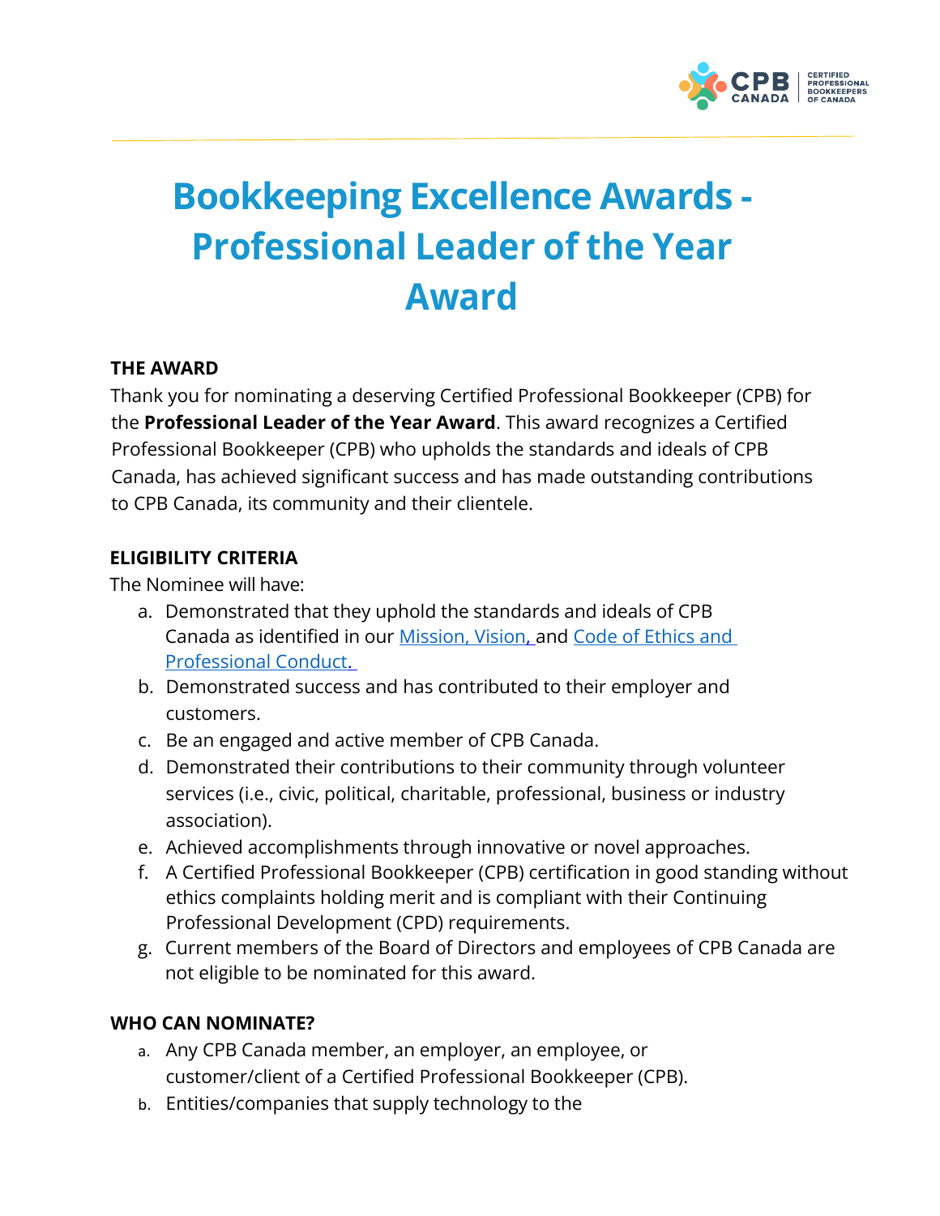# Bookkeeping Excellence Awards - Professional Leader of the Year Award

## THE AWARD

Thank you for nominating a deserving Certified Professional Bookkeeper (CPB) for the **Professional Leader of the Year Award**. This award recognizes a Certified Professional Bookkeeper (CPB) who upholds the standards and ideals of CPB Canada, has achieved significant success and has made outstanding contributions to CPB Canada, its community and their clientele.

## ELIGIBILITY CRITERIA

The Nominee will have:

a. Demonstrated that they uphold the standards and ideals of CPB Canada as identified in our Mission, Vision, and Code of Ethics and Professional Conduct.
b. Demonstrated success and has contributed to their employer and customers.
c. Be an engaged and active member of CPB Canada.
d. Demonstrated their contributions to their community through volunteer services (i.e., civic, political, charitable, professional, business or industry association).
e. Achieved accomplishments through innovative or novel approaches.
f. A Certified Professional Bookkeeper (CPB) certification in good standing without ethics complaints holding merit and is compliant with their Continuing Professional Development (CPD) requirements.
g. Current members of the Board of Directors and employees of CPB Canada are not eligible to be nominated for this award.

## WHO CAN NOMINATE?

a. Any CPB Canada member, an employer, an employee, or customer/client of a Certified Professional Bookkeeper (CPB).
b. Entities/companies that supply technology to the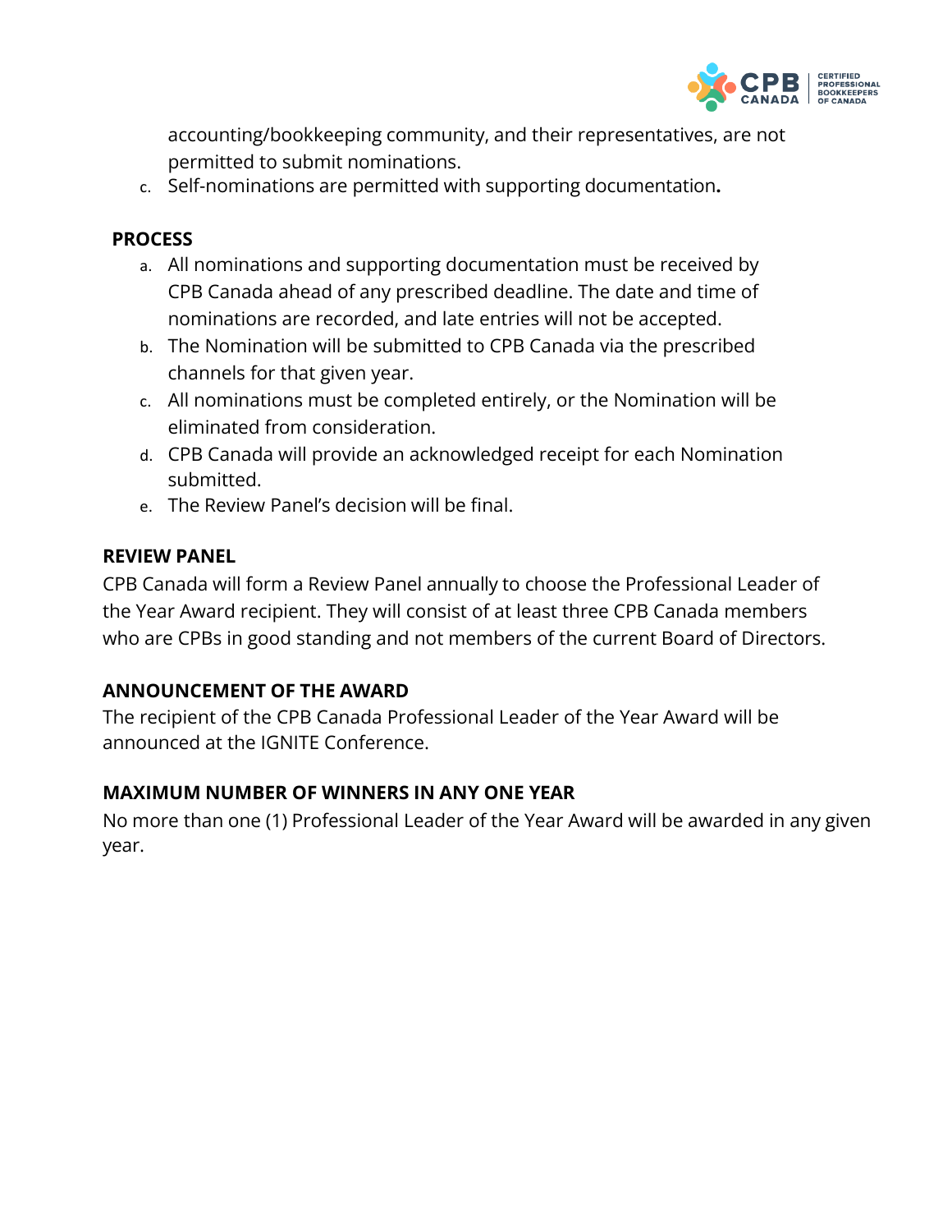accounting/bookkeeping community, and their representatives, are not permitted to submit nominations.

c. Self-nominations are permitted with supporting documentation**.**

**PROCESS**

a. All nominations and supporting documentation must be received by CPB Canada ahead of any prescribed deadline. The date and time of nominations are recorded, and late entries will not be accepted.
b. The Nomination will be submitted to CPB Canada via the prescribed channels for that given year.
c. All nominations must be completed entirely, or the Nomination will be eliminated from consideration.
d. CPB Canada will provide an acknowledged receipt for each Nomination submitted.
e. The Review Panel's decision will be final.

**REVIEW PANEL**

CPB Canada will form a Review Panel annually to choose the Professional Leader of the Year Award recipient. They will consist of at least three CPB Canada members who are CPBs in good standing and not members of the current Board of Directors.

**ANNOUNCEMENT OF THE AWARD**

The recipient of the CPB Canada Professional Leader of the Year Award will be announced at the IGNITE Conference.

**MAXIMUM NUMBER OF WINNERS IN ANY ONE YEAR**

No more than one (1) Professional Leader of the Year Award will be awarded in any given year.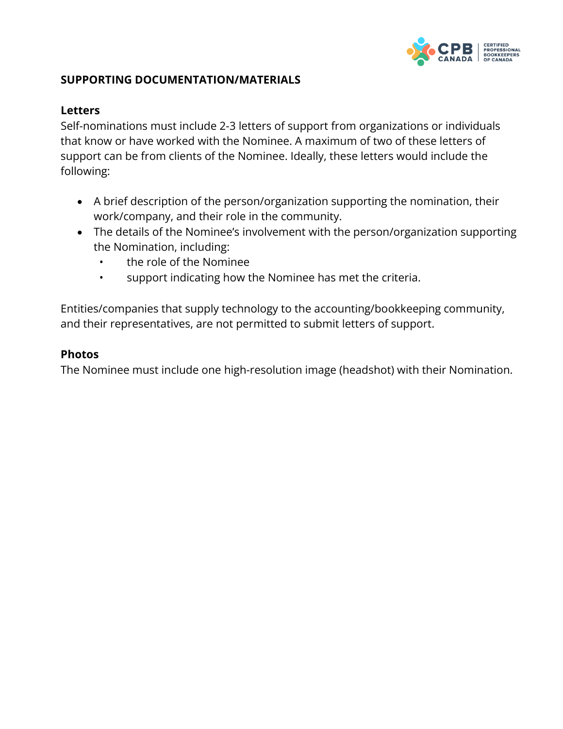## SUPPORTING DOCUMENTATION/MATERIALS

### Letters

Self-nominations must include 2-3 letters of support from organizations or individuals that know or have worked with the Nominee. A maximum of two of these letters of support can be from clients of the Nominee. Ideally, these letters would include the following:

- A brief description of the person/organization supporting the nomination, their work/company, and their role in the community.
- The details of the Nominee's involvement with the person/organization supporting the Nomination, including:
  - the role of the Nominee
  - support indicating how the Nominee has met the criteria.

Entities/companies that supply technology to the accounting/bookkeeping community, and their representatives, are not permitted to submit letters of support.

### Photos

The Nominee must include one high-resolution image (headshot) with their Nomination.